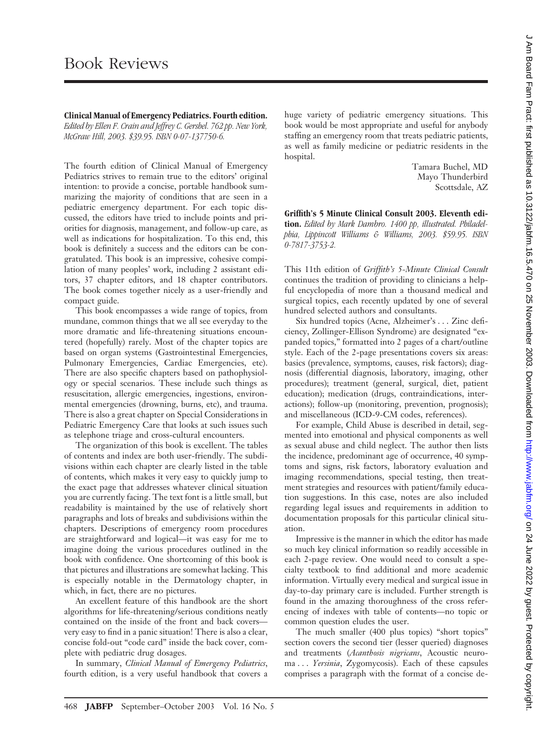# Book Reviews

**Clinical Manual of Emergency Pediatrics. Fourth edition.** *Edited by Ellen F. Crain and Jeffrey C. Gershel. 762 pp. New York, McGraw Hill, 2003. $39.95. ISBN 0-07-137750-6.*

The fourth edition of Clinical Manual of Emergency Pediatrics strives to remain true to the editors' original intention: to provide a concise, portable handbook summarizing the majority of conditions that are seen in a pediatric emergency department. For each topic discussed, the editors have tried to include points and priorities for diagnosis, management, and follow-up care, as well as indications for hospitalization. To this end, this book is definitely a success and the editors can be congratulated. This book is an impressive, cohesive compilation of many peoples' work, including 2 assistant editors, 37 chapter editors, and 18 chapter contributors. The book comes together nicely as a user-friendly and compact guide.

This book encompasses a wide range of topics, from mundane, common things that we all see everyday to the more dramatic and life-threatening situations encountered (hopefully) rarely. Most of the chapter topics are based on organ systems (Gastrointestinal Emergencies, Pulmonary Emergencies, Cardiac Emergencies, etc). There are also specific chapters based on pathophysiology or special scenarios. These include such things as resuscitation, allergic emergencies, ingestions, environmental emergencies (drowning, burns, etc), and trauma. There is also a great chapter on Special Considerations in Pediatric Emergency Care that looks at such issues such as telephone triage and cross-cultural encounters.

The organization of this book is excellent. The tables of contents and index are both user-friendly. The subdivisions within each chapter are clearly listed in the table of contents, which makes it very easy to quickly jump to the exact page that addresses whatever clinical situation you are currently facing. The text font is a little small, but readability is maintained by the use of relatively short paragraphs and lots of breaks and subdivisions within the chapters. Descriptions of emergency room procedures are straightforward and logical—it was easy for me to imagine doing the various procedures outlined in the book with confidence. One shortcoming of this book is that pictures and illustrations are somewhat lacking. This is especially notable in the Dermatology chapter, in which, in fact, there are no pictures.

An excellent feature of this handbook are the short algorithms for life-threatening/serious conditions neatly contained on the inside of the front and back covers—very easy to find in a panic situation! There is also a clear, concise fold-out "code card" inside the back cover, complete with pediatric drug dosages.

In summary, *Clinical Manual of Emergency Pediatrics*, fourth edition, is a very useful handbook that covers a huge variety of pediatric emergency situations. This book would be most appropriate and useful for anybody staffing an emergency room that treats pediatric patients, as well as family medicine or pediatric residents in the hospital.

Tamara Buchel, MD
Mayo Thunderbird
Scottsdale, AZ

**Griffith's 5 Minute Clinical Consult 2003. Eleventh edition.** *Edited by Mark Dambro. 1400 pp, illustrated. Philadelphia, Lippincott Williams & Williams, 2003. $59.95. ISBN 0-7817-3753-2.*

This 11th edition of *Griffith's 5-Minute Clinical Consult* continues the tradition of providing to clinicians a helpful encyclopedia of more than a thousand medical and surgical topics, each recently updated by one of several hundred selected authors and consultants.

Six hundred topics (Acne, Alzheimer's . . . Zinc deficiency, Zollinger-Ellison Syndrome) are designated "expanded topics," formatted into 2 pages of a chart/outline style. Each of the 2-page presentations covers six areas: basics (prevalence, symptoms, causes, risk factors); diagnosis (differential diagnosis, laboratory, imaging, other procedures); treatment (general, surgical, diet, patient education); medication (drugs, contraindications, interactions); follow-up (monitoring, prevention, prognosis); and miscellaneous (ICD-9-CM codes, references).

For example, Child Abuse is described in detail, segmented into emotional and physical components as well as sexual abuse and child neglect. The author then lists the incidence, predominant age of occurrence, 40 symptoms and signs, risk factors, laboratory evaluation and imaging recommendations, special testing, then treatment strategies and resources with patient/family education suggestions. In this case, notes are also included regarding legal issues and requirements in addition to documentation proposals for this particular clinical situation.

Impressive is the manner in which the editor has made so much key clinical information so readily accessible in each 2-page review. One would need to consult a specialty textbook to find additional and more academic information. Virtually every medical and surgical issue in day-to-day primary care is included. Further strength is found in the amazing thoroughness of the cross referencing of indexes with table of contents—no topic or common question eludes the user.

The much smaller (400 plus topics) "short topics" section covers the second tier (lesser queried) diagnoses and treatments (*Acanthosis nigricans*, Acoustic neuroma . . . *Yersinia*, Zygomycosis). Each of these capsules comprises a paragraph with the format of a concise de-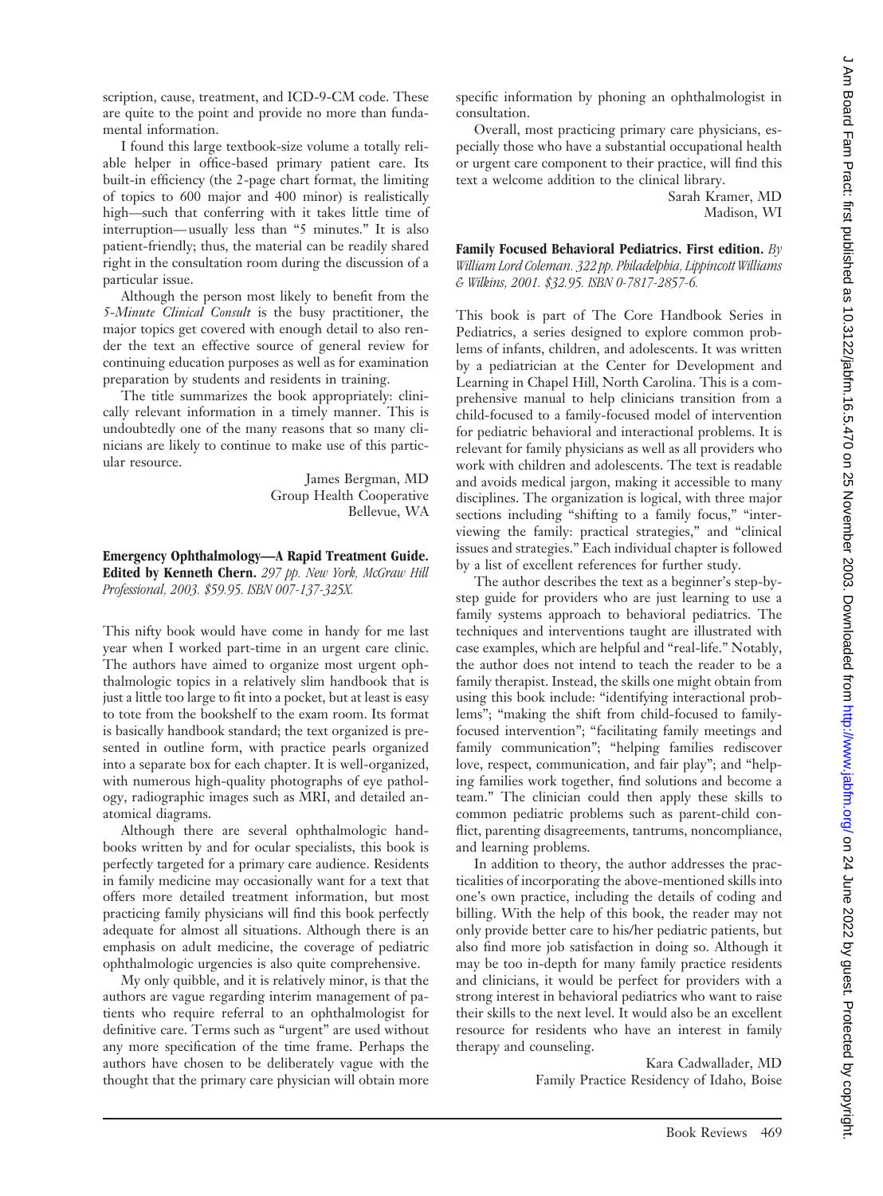scription, cause, treatment, and ICD-9-CM code. These are quite to the point and provide no more than fundamental information.

I found this large textbook-size volume a totally reliable helper in office-based primary patient care. Its built-in efficiency (the 2-page chart format, the limiting of topics to 600 major and 400 minor) is realistically high—such that conferring with it takes little time of interruption—usually less than "5 minutes." It is also patient-friendly; thus, the material can be readily shared right in the consultation room during the discussion of a particular issue.

Although the person most likely to benefit from the *5-Minute Clinical Consult* is the busy practitioner, the major topics get covered with enough detail to also render the text an effective source of general review for continuing education purposes as well as for examination preparation by students and residents in training.

The title summarizes the book appropriately: clinically relevant information in a timely manner. This is undoubtedly one of the many reasons that so many clinicians are likely to continue to make use of this particular resource.

James Bergman, MD
Group Health Cooperative
Bellevue, WA

**Emergency Ophthalmology—A Rapid Treatment Guide. Edited by Kenneth Chern.** *297 pp. New York, McGraw Hill Professional, 2003. $59.95. ISBN 007-137-325X.*

This nifty book would have come in handy for me last year when I worked part-time in an urgent care clinic. The authors have aimed to organize most urgent ophthalmologic topics in a relatively slim handbook that is just a little too large to fit into a pocket, but at least is easy to tote from the bookshelf to the exam room. Its format is basically handbook standard; the text organized is presented in outline form, with practice pearls organized into a separate box for each chapter. It is well-organized, with numerous high-quality photographs of eye pathology, radiographic images such as MRI, and detailed anatomical diagrams.

Although there are several ophthalmologic handbooks written by and for ocular specialists, this book is perfectly targeted for a primary care audience. Residents in family medicine may occasionally want for a text that offers more detailed treatment information, but most practicing family physicians will find this book perfectly adequate for almost all situations. Although there is an emphasis on adult medicine, the coverage of pediatric ophthalmologic urgencies is also quite comprehensive.

My only quibble, and it is relatively minor, is that the authors are vague regarding interim management of patients who require referral to an ophthalmologist for definitive care. Terms such as "urgent" are used without any more specification of the time frame. Perhaps the authors have chosen to be deliberately vague with the thought that the primary care physician will obtain more specific information by phoning an ophthalmologist in consultation.

Overall, most practicing primary care physicians, especially those who have a substantial occupational health or urgent care component to their practice, will find this text a welcome addition to the clinical library.

Sarah Kramer, MD
Madison, WI

**Family Focused Behavioral Pediatrics. First edition.** *By William Lord Coleman. 322 pp. Philadelphia, Lippincott Williams & Wilkins, 2001. $32.95. ISBN 0-7817-2857-6.*

This book is part of The Core Handbook Series in Pediatrics, a series designed to explore common problems of infants, children, and adolescents. It was written by a pediatrician at the Center for Development and Learning in Chapel Hill, North Carolina. This is a comprehensive manual to help clinicians transition from a child-focused to a family-focused model of intervention for pediatric behavioral and interactional problems. It is relevant for family physicians as well as all providers who work with children and adolescents. The text is readable and avoids medical jargon, making it accessible to many disciplines. The organization is logical, with three major sections including "shifting to a family focus," "interviewing the family: practical strategies," and "clinical issues and strategies." Each individual chapter is followed by a list of excellent references for further study.

The author describes the text as a beginner's step-by-step guide for providers who are just learning to use a family systems approach to behavioral pediatrics. The techniques and interventions taught are illustrated with case examples, which are helpful and "real-life." Notably, the author does not intend to teach the reader to be a family therapist. Instead, the skills one might obtain from using this book include: "identifying interactional problems"; "making the shift from child-focused to family-focused intervention"; "facilitating family meetings and family communication"; "helping families rediscover love, respect, communication, and fair play"; and "helping families work together, find solutions and become a team." The clinician could then apply these skills to common pediatric problems such as parent-child conflict, parenting disagreements, tantrums, noncompliance, and learning problems.

In addition to theory, the author addresses the practicalities of incorporating the above-mentioned skills into one's own practice, including the details of coding and billing. With the help of this book, the reader may not only provide better care to his/her pediatric patients, but also find more job satisfaction in doing so. Although it may be too in-depth for many family practice residents and clinicians, it would be perfect for providers with a strong interest in behavioral pediatrics who want to raise their skills to the next level. It would also be an excellent resource for residents who have an interest in family therapy and counseling.

Kara Cadwallader, MD
Family Practice Residency of Idaho, Boise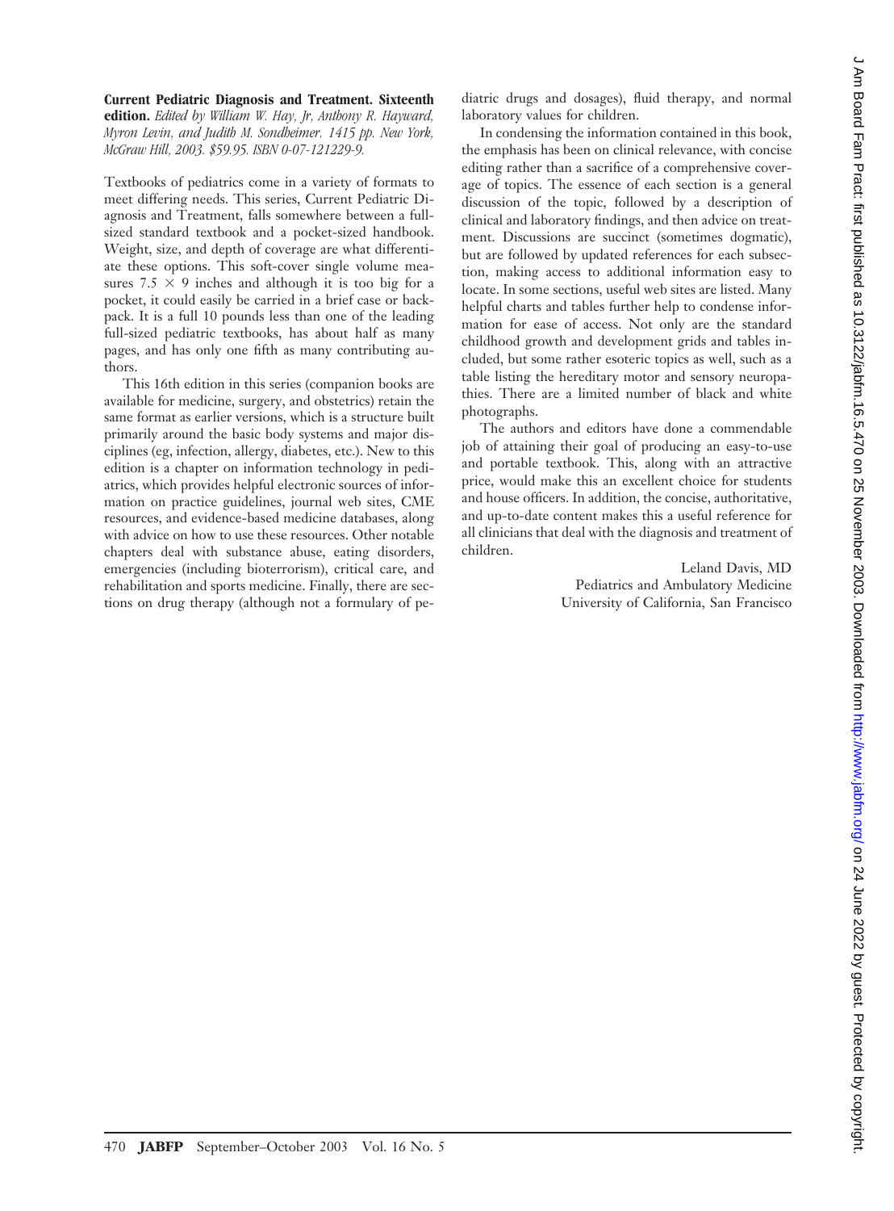**Current Pediatric Diagnosis and Treatment. Sixteenth edition.** *Edited by William W. Hay, Jr, Anthony R. Hayward, Myron Levin, and Judith M. Sondheimer. 1415 pp. New York, McGraw Hill, 2003. $59.95. ISBN 0-07-121229-9.*

Textbooks of pediatrics come in a variety of formats to meet differing needs. This series, Current Pediatric Diagnosis and Treatment, falls somewhere between a full-sized standard textbook and a pocket-sized handbook. Weight, size, and depth of coverage are what differentiate these options. This soft-cover single volume measures 7.5 × 9 inches and although it is too big for a pocket, it could easily be carried in a brief case or backpack. It is a full 10 pounds less than one of the leading full-sized pediatric textbooks, has about half as many pages, and has only one fifth as many contributing authors.

This 16th edition in this series (companion books are available for medicine, surgery, and obstetrics) retain the same format as earlier versions, which is a structure built primarily around the basic body systems and major disciplines (eg, infection, allergy, diabetes, etc.). New to this edition is a chapter on information technology in pediatrics, which provides helpful electronic sources of information on practice guidelines, journal web sites, CME resources, and evidence-based medicine databases, along with advice on how to use these resources. Other notable chapters deal with substance abuse, eating disorders, emergencies (including bioterrorism), critical care, and rehabilitation and sports medicine. Finally, there are sections on drug therapy (although not a formulary of pediatric drugs and dosages), fluid therapy, and normal laboratory values for children.

In condensing the information contained in this book, the emphasis has been on clinical relevance, with concise editing rather than a sacrifice of a comprehensive coverage of topics. The essence of each section is a general discussion of the topic, followed by a description of clinical and laboratory findings, and then advice on treatment. Discussions are succinct (sometimes dogmatic), but are followed by updated references for each subsection, making access to additional information easy to locate. In some sections, useful web sites are listed. Many helpful charts and tables further help to condense information for ease of access. Not only are the standard childhood growth and development grids and tables included, but some rather esoteric topics as well, such as a table listing the hereditary motor and sensory neuropathies. There are a limited number of black and white photographs.

The authors and editors have done a commendable job of attaining their goal of producing an easy-to-use and portable textbook. This, along with an attractive price, would make this an excellent choice for students and house officers. In addition, the concise, authoritative, and up-to-date content makes this a useful reference for all clinicians that deal with the diagnosis and treatment of children.

Leland Davis, MD
Pediatrics and Ambulatory Medicine
University of California, San Francisco